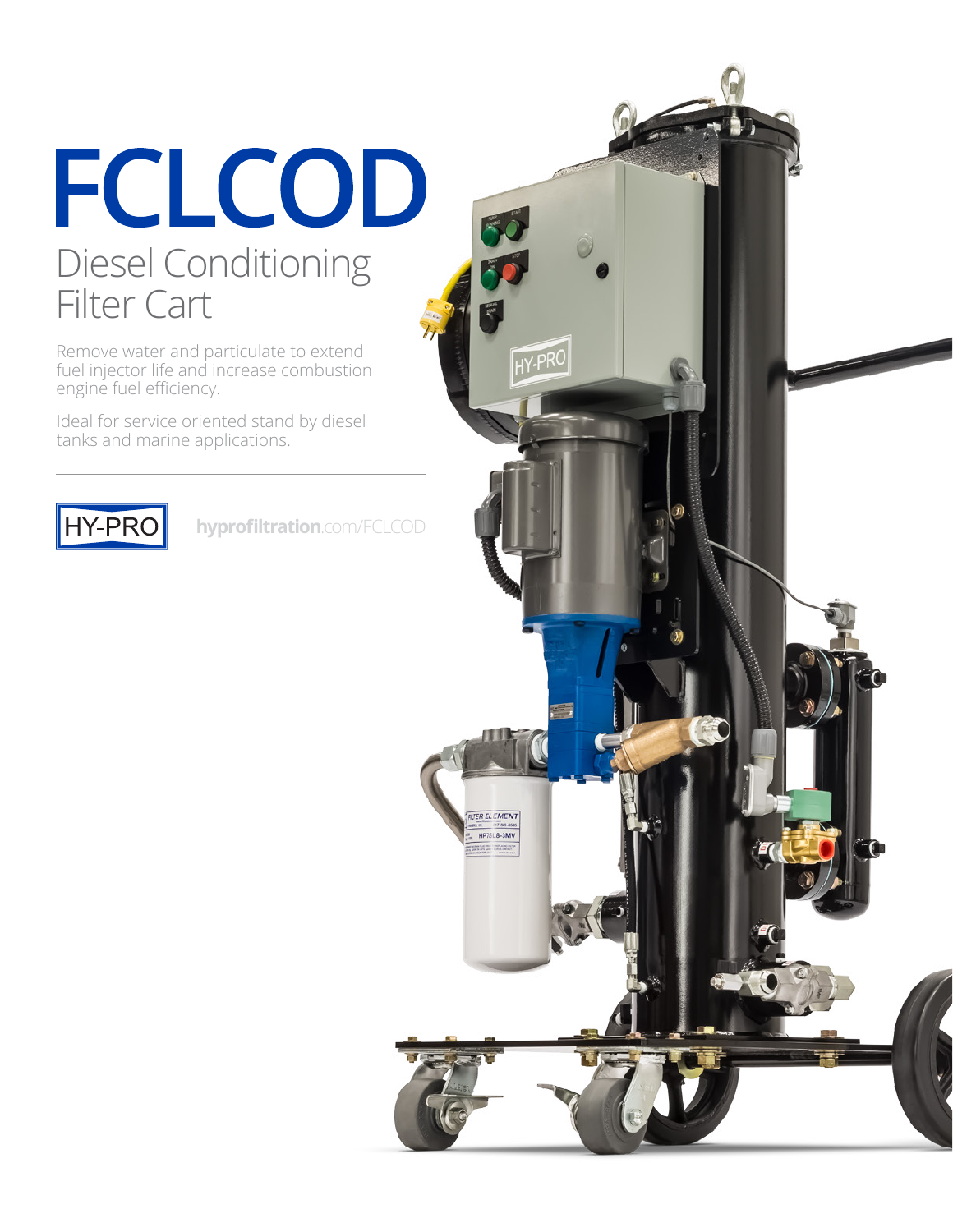# FCLCOD

## Diesel Conditioning Filter Cart

Remove water and particulate to extend fuel injector life and increase combustion engine fuel efficiency.

Ideal for service oriented stand by diesel tanks and marine applications.

HY-PRO

**hyprofiltration**.com/FCLCOD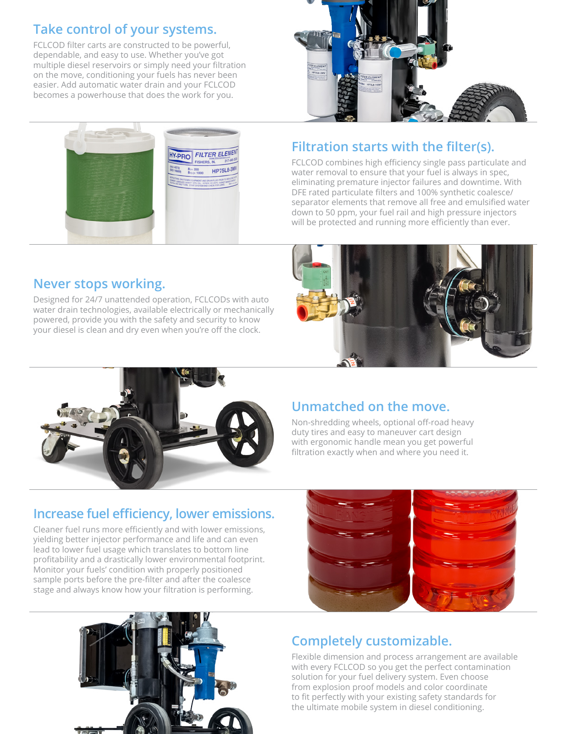## Take control of your systems.

FCLCOD filter carts are constructed to be powerful, dependable, and easy to use. Whether you've got multiple diesel reservoirs or simply need your filtration on the move, conditioning your fuels has never been easier. Add automatic water drain and your FCLCOD becomes a powerhouse that does the work for you.

## Filtration starts with the filter(s).

FCLCOD combines high efficiency single pass particulate and water removal to ensure that your fuel is always in spec, eliminating premature injector failures and downtime. With DFE rated particulate filters and 100% synthetic coalesce/separator elements that remove all free and emulsified water down to 50 ppm, your fuel rail and high pressure injectors will be protected and running more efficiently than ever.

## Never stops working.

Designed for 24/7 unattended operation, FCLCODs with auto water drain technologies, available electrically or mechanically powered, provide you with the safety and security to know your diesel is clean and dry even when you're off the clock.

## Unmatched on the move.

Non-shredding wheels, optional off-road heavy duty tires and easy to maneuver cart design with ergonomic handle mean you get powerful filtration exactly when and where you need it.

## Increase fuel efficiency, lower emissions.

Cleaner fuel runs more efficiently and with lower emissions, yielding better injector performance and life and can even lead to lower fuel usage which translates to bottom line profitability and a drastically lower environmental footprint. Monitor your fuels' condition with properly positioned sample ports before the pre-filter and after the coalesce stage and always know how your filtration is performing.

## Completely customizable.

Flexible dimension and process arrangement are available with every FCLCOD so you get the perfect contamination solution for your fuel delivery system. Even choose from explosion proof models and color coordinate to fit perfectly with your existing safety standards for the ultimate mobile system in diesel conditioning.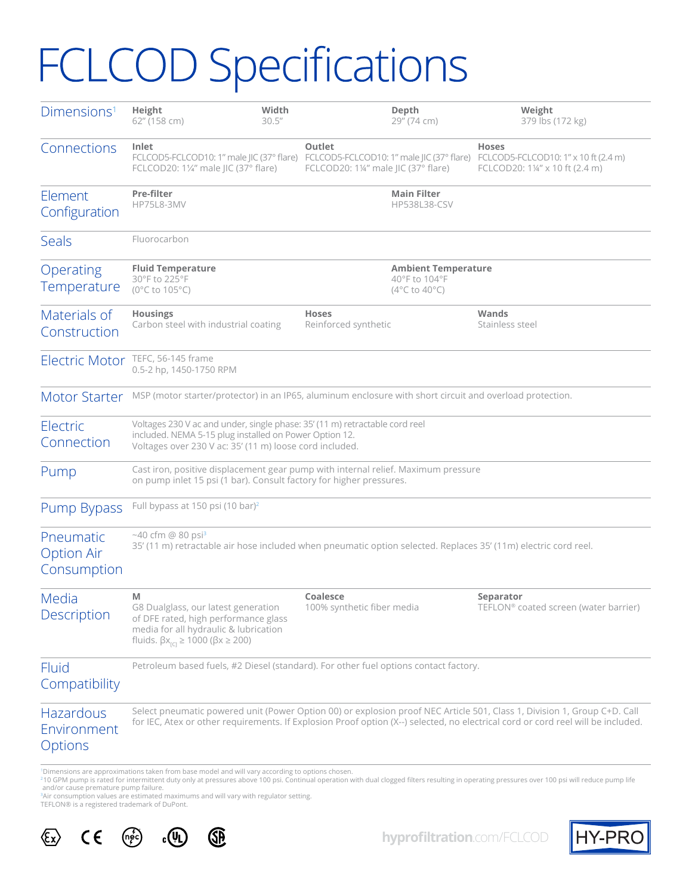# FCLCOD Specifications

## Dimensions[1]

**Height**
62″ (158 cm)

**Width**
30.5″

**Depth**
29″ (74 cm)

**Weight**
379 lbs (172 kg)

## Connections

**Inlet**
FCLCOD5-FCLCOD10: 1″ male JIC (37° flare)
FCLCOD20: 1¼″ male JIC (37° flare)

**Outlet**
FCLCOD5-FCLCOD10: 1″ male JIC (37° flare)
FCLCOD20: 1¼″ male JIC (37° flare)

**Hoses**
FCLCOD5-FCLCOD10: 1″ x 10 ft (2.4 m)
FCLCOD20: 1¼″ x 10 ft (2.4 m)

## Element Configuration

**Pre-filter**
HP75L8-3MV

**Main Filter**
HP538L38-CSV

## Seals

Fluorocarbon

## Operating Temperature

**Fluid Temperature**
30°F to 225°F
(0°C to 105°C)

**Ambient Temperature**
40°F to 104°F
(4°C to 40°C)

## Materials of Construction

**Housings**
Carbon steel with industrial coating

**Hoses**
Reinforced synthetic

**Wands**
Stainless steel

## Electric Motor

TEFC, 56-145 frame
0.5-2 hp, 1450-1750 RPM

## Motor Starter

MSP (motor starter/protector) in an IP65, aluminum enclosure with short circuit and overload protection.

## Electric Connection

Voltages 230 V ac and under, single phase: 35′ (11 m) retractable cord reel included. NEMA 5-15 plug installed on Power Option 12.
Voltages over 230 V ac: 35′ (11 m) loose cord included.

## Pump

Cast iron, positive displacement gear pump with internal relief. Maximum pressure on pump inlet 15 psi (1 bar). Consult factory for higher pressures.

## Pump Bypass

Full bypass at 150 psi (10 bar)[2]

## Pneumatic Option Air Consumption

~40 cfm @ 80 psi[3]
35′ (11 m) retractable air hose included when pneumatic option selected. Replaces 35′ (11m) electric cord reel.

## Media Description

**M**
G8 Dualglass, our latest generation of DFE rated, high performance glass media for all hydraulic & lubrication fluids. $\beta x_{[c]} \geq 1000$ ($\beta x \geq 200$)

**Coalesce**
100% synthetic fiber media

**Separator**
TEFLON® coated screen (water barrier)

## Fluid Compatibility

Petroleum based fuels, #2 Diesel (standard). For other fuel options contact factory.

## Hazardous Environment Options

Select pneumatic powered unit (Power Option 00) or explosion proof NEC Article 501, Class 1, Division 1, Group C+D. Call for IEC, Atex or other requirements. If Explosion Proof option (X--) selected, no electrical cord or cord reel will be included.

---

[1] Dimensions are approximations taken from base model and will vary according to options chosen.
[2] 10 GPM pump is rated for intermittent duty only at pressures above 100 psi. Continual operation with dual clogged filters resulting in operating pressures over 100 psi will reduce pump life and/or cause premature pump failure.
[3] Air consumption values are estimated maximums and will vary with regulator setting.
TEFLON® is a registered trademark of DuPont.

hyprofiltration.com/FCLCOD

HY-PRO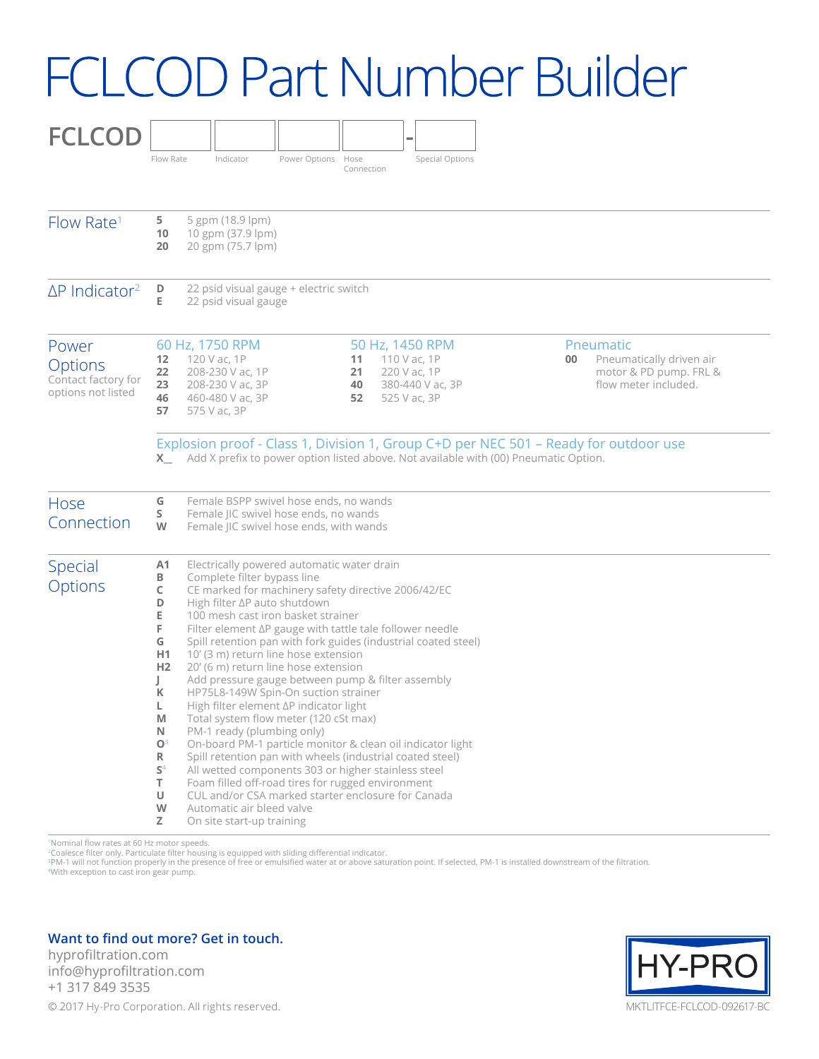# FCLCOD Part Number Builder

**FCLCOD** [Flow Rate] [Indicator] [Power Options] [Hose Connection] - [Special Options]

## Flow Rate[1]

| | |
|---|---|
| **5** | 5 gpm (18.9 lpm) |
| **10** | 10 gpm (37.9 lpm) |
| **20** | 20 gpm (75.7 lpm) |

## ΔP Indicator[2]

| | |
|---|---|
| **D** | 22 psid visual gauge + electric switch |
| **E** | 22 psid visual gauge |

## Power Options

Contact factory for options not listed

**60 Hz, 1750 RPM**

| | |
|---|---|
| **12** | 120 V ac, 1P |
| **22** | 208-230 V ac, 1P |
| **23** | 208-230 V ac, 3P |
| **46** | 460-480 V ac, 3P |
| **57** | 575 V ac, 3P |

**50 Hz, 1450 RPM**

| | |
|---|---|
| **11** | 110 V ac, 1P |
| **21** | 220 V ac, 1P |
| **40** | 380-440 V ac, 3P |
| **52** | 525 V ac, 3P |

**Pneumatic**

| | |
|---|---|
| **00** | Pneumatically driven air motor & PD pump. FRL & flow meter included. |

**Explosion proof - Class 1, Division 1, Group C+D per NEC 501 – Ready for outdoor use**

| | |
|---|---|
| **X__** | Add X prefix to power option listed above. Not available with (00) Pneumatic Option. |

## Hose Connection

| | |
|---|---|
| **G** | Female BSPP swivel hose ends, no wands |
| **S** | Female JIC swivel hose ends, no wands |
| **W** | Female JIC swivel hose ends, with wands |

## Special Options

| | |
|---|---|
| **A1** | Electrically powered automatic water drain |
| **B** | Complete filter bypass line |
| **C** | CE marked for machinery safety directive 2006/42/EC |
| **D** | High filter ΔP auto shutdown |
| **E** | 100 mesh cast iron basket strainer |
| **F** | Filter element ΔP gauge with tattle tale follower needle |
| **G** | Spill retention pan with fork guides (industrial coated steel) |
| **H1** | 10' (3 m) return line hose extension |
| **H2** | 20' (6 m) return line hose extension |
| **J** | Add pressure gauge between pump & filter assembly |
| **K** | HP75L8-149W Spin-On suction strainer |
| **L** | High filter element ΔP indicator light |
| **M** | Total system flow meter (120 cSt max) |
| **N** | PM-1 ready (plumbing only) |
| **O**[3] | On-board PM-1 particle monitor & clean oil indicator light |
| **R** | Spill retention pan with wheels (industrial coated steel) |
| **S**[4] | All wetted components 303 or higher stainless steel |
| **T** | Foam filled off-road tires for rugged environment |
| **U** | CUL and/or CSA marked starter enclosure for Canada |
| **W** | Automatic air bleed valve |
| **Z** | On site start-up training |

[1]Nominal flow rates at 60 Hz motor speeds.
[2]Coalesce filter only. Particulate filter housing is equipped with sliding differential indicator.
[3]PM-1 will not function properly in the presence of free or emulsified water at or above saturation point. If selected, PM-1 is installed downstream of the filtration.
[4]With exception to cast iron gear pump.

**Want to find out more? Get in touch.**

hyprofiltration.com
info@hyprofiltration.com
+1 317 849 3535

© 2017 Hy-Pro Corporation. All rights reserved.

HY-PRO

MKTLITFCE-FCLCOD-092617-BC